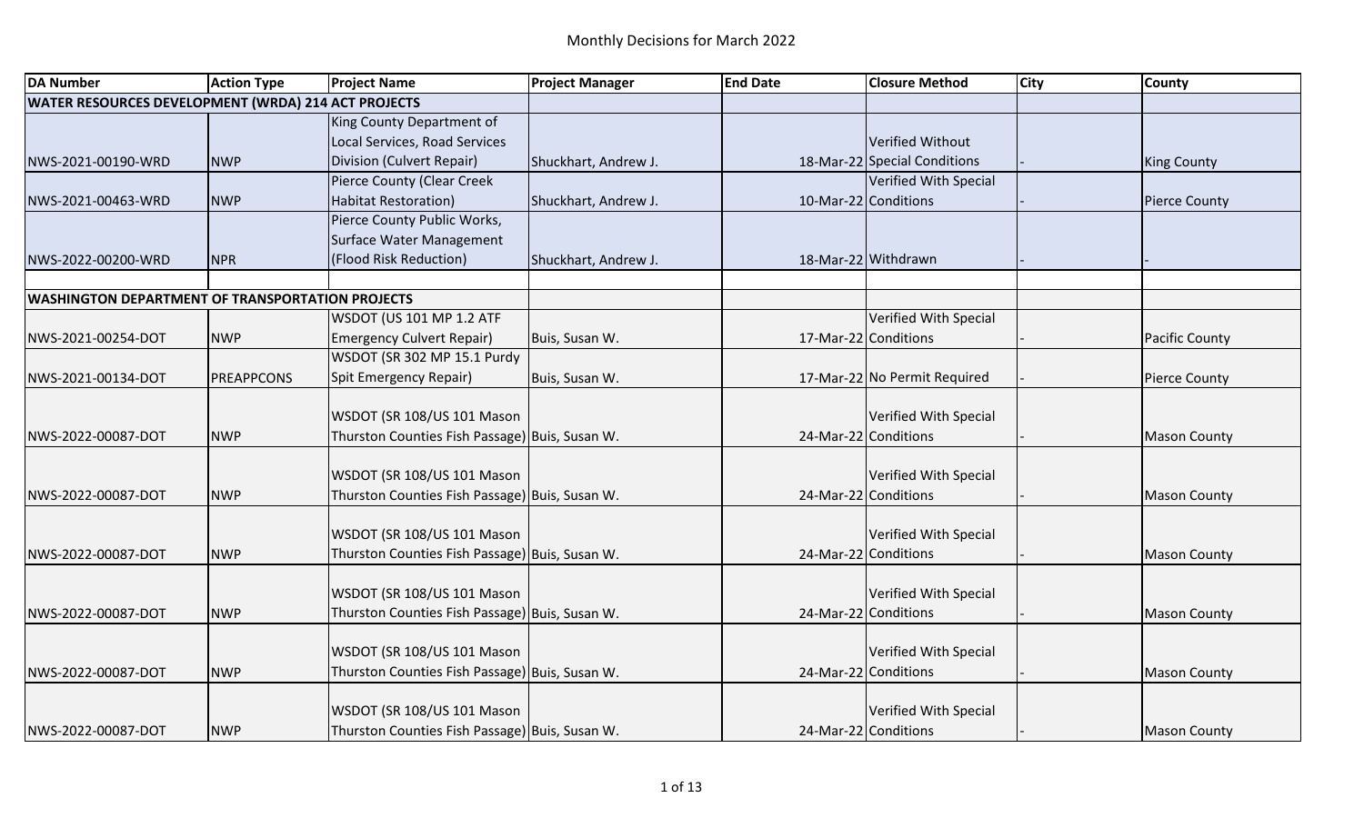# Monthly Decisions for March 2022

| DA Number | Action Type | Project Name | Project Manager | End Date | Closure Method | City | County |
|---|---|---|---|---|---|---|---|
| **WATER RESOURCES DEVELOPMENT (WRDA) 214 ACT PROJECTS** | | | | | | | |
| NWS-2021-00190-WRD | NWP | King County Department of Local Services, Road Services Division (Culvert Repair) | Shuckhart, Andrew J. | 18-Mar-22 | Verified Without Special Conditions | - | King County |
| NWS-2021-00463-WRD | NWP | Pierce County (Clear Creek Habitat Restoration) | Shuckhart, Andrew J. | 10-Mar-22 | Verified With Special Conditions | - | Pierce County |
| NWS-2022-00200-WRD | NPR | Pierce County Public Works, Surface Water Management (Flood Risk Reduction) | Shuckhart, Andrew J. | 18-Mar-22 | Withdrawn | - | - |
| | | | | | | | |
| **WASHINGTON DEPARTMENT OF TRANSPORTATION PROJECTS** | | | | | | | |
| NWS-2021-00254-DOT | NWP | WSDOT (US 101 MP 1.2 ATF Emergency Culvert Repair) | Buis, Susan W. | 17-Mar-22 | Verified With Special Conditions | - | Pacific County |
| NWS-2021-00134-DOT | PREAPPCONS | WSDOT (SR 302 MP 15.1 Purdy Spit Emergency Repair) | Buis, Susan W. | 17-Mar-22 | No Permit Required | - | Pierce County |
| NWS-2022-00087-DOT | NWP | WSDOT (SR 108/US 101 Mason Thurston Counties Fish Passage) | Buis, Susan W. | 24-Mar-22 | Verified With Special Conditions | - | Mason County |
| NWS-2022-00087-DOT | NWP | WSDOT (SR 108/US 101 Mason Thurston Counties Fish Passage) | Buis, Susan W. | 24-Mar-22 | Verified With Special Conditions | - | Mason County |
| NWS-2022-00087-DOT | NWP | WSDOT (SR 108/US 101 Mason Thurston Counties Fish Passage) | Buis, Susan W. | 24-Mar-22 | Verified With Special Conditions | - | Mason County |
| NWS-2022-00087-DOT | NWP | WSDOT (SR 108/US 101 Mason Thurston Counties Fish Passage) | Buis, Susan W. | 24-Mar-22 | Verified With Special Conditions | - | Mason County |
| NWS-2022-00087-DOT | NWP | WSDOT (SR 108/US 101 Mason Thurston Counties Fish Passage) | Buis, Susan W. | 24-Mar-22 | Verified With Special Conditions | - | Mason County |
| NWS-2022-00087-DOT | NWP | WSDOT (SR 108/US 101 Mason Thurston Counties Fish Passage) | Buis, Susan W. | 24-Mar-22 | Verified With Special Conditions | - | Mason County |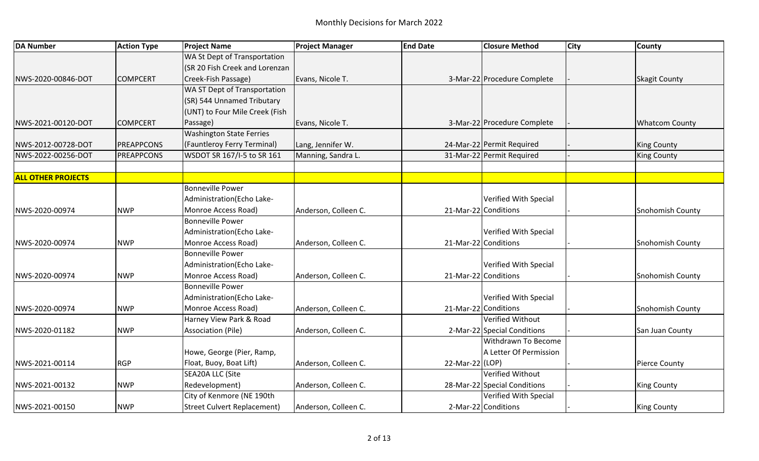# Monthly Decisions for March 2022

| DA Number | Action Type | Project Name | Project Manager | End Date | Closure Method | City | County |
|---|---|---|---|---|---|---|---|
| NWS-2020-00846-DOT | COMPCERT | WA St Dept of Transportation (SR 20 Fish Creek and Lorenzan Creek-Fish Passage) | Evans, Nicole T. | 3-Mar-22 | Procedure Complete | - | Skagit County |
| NWS-2021-00120-DOT | COMPCERT | WA ST Dept of Transportation (SR) 544 Unnamed Tributary (UNT) to Four Mile Creek (Fish Passage) | Evans, Nicole T. | 3-Mar-22 | Procedure Complete | - | Whatcom County |
| NWS-2012-00728-DOT | PREAPPCONS | Washington State Ferries (Fauntleroy Ferry Terminal) | Lang, Jennifer W. | 24-Mar-22 | Permit Required | - | King County |
| NWS-2022-00256-DOT | PREAPPCONS | WSDOT SR 167/I-5 to SR 161 | Manning, Sandra L. | 31-Mar-22 | Permit Required | - | King County |
| | | | | | | | |
| **ALL OTHER PROJECTS** | | | | | | | |
| NWS-2020-00974 | NWP | Bonneville Power Administration(Echo Lake-Monroe Access Road) | Anderson, Colleen C. | 21-Mar-22 | Verified With Special Conditions | - | Snohomish County |
| NWS-2020-00974 | NWP | Bonneville Power Administration(Echo Lake-Monroe Access Road) | Anderson, Colleen C. | 21-Mar-22 | Verified With Special Conditions | - | Snohomish County |
| NWS-2020-00974 | NWP | Bonneville Power Administration(Echo Lake-Monroe Access Road) | Anderson, Colleen C. | 21-Mar-22 | Verified With Special Conditions | - | Snohomish County |
| NWS-2020-00974 | NWP | Bonneville Power Administration(Echo Lake-Monroe Access Road) | Anderson, Colleen C. | 21-Mar-22 | Verified With Special Conditions | - | Snohomish County |
| NWS-2020-01182 | NWP | Harney View Park & Road Association (Pile) | Anderson, Colleen C. | 2-Mar-22 | Verified Without Special Conditions | - | San Juan County |
| NWS-2021-00114 | RGP | Howe, George (Pier, Ramp, Float, Buoy, Boat Lift) | Anderson, Colleen C. | 22-Mar-22 | Withdrawn To Become A Letter Of Permission (LOP) | - | Pierce County |
| NWS-2021-00132 | NWP | SEA20A LLC (Site Redevelopment) | Anderson, Colleen C. | 28-Mar-22 | Verified Without Special Conditions | - | King County |
| NWS-2021-00150 | NWP | City of Kenmore (NE 190th Street Culvert Replacement) | Anderson, Colleen C. | 2-Mar-22 | Verified With Special Conditions | - | King County |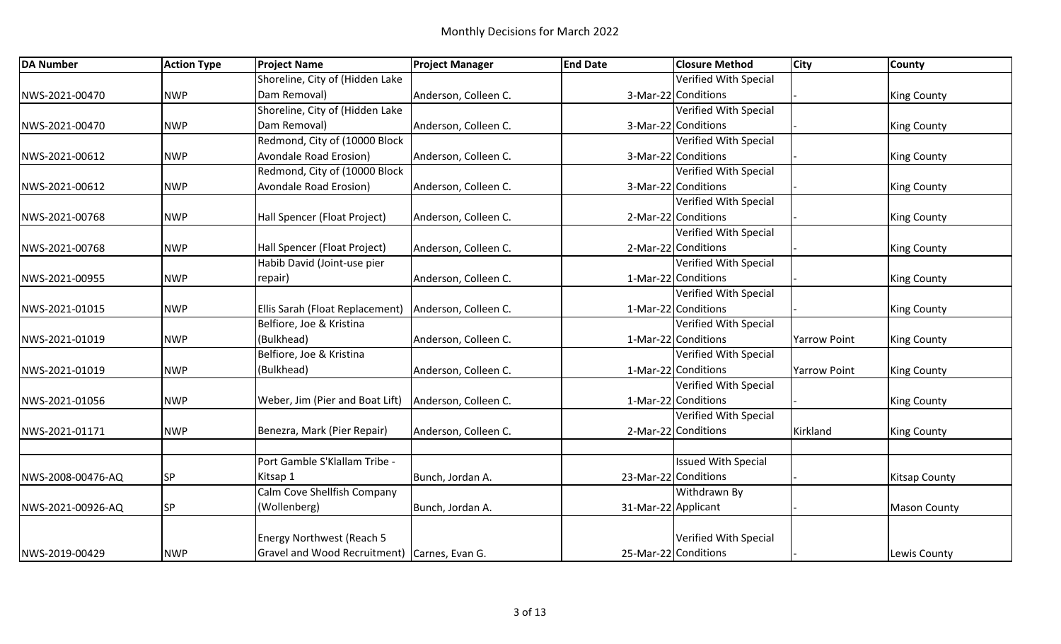# Monthly Decisions for March 2022

| DA Number | Action Type | Project Name | Project Manager | End Date | Closure Method | City | County |
|---|---|---|---|---|---|---|---|
| NWS-2021-00470 | NWP | Shoreline, City of (Hidden Lake Dam Removal) | Anderson, Colleen C. | 3-Mar-22 | Verified With Special Conditions | - | King County |
| NWS-2021-00470 | NWP | Shoreline, City of (Hidden Lake Dam Removal) | Anderson, Colleen C. | 3-Mar-22 | Verified With Special Conditions | - | King County |
| NWS-2021-00612 | NWP | Redmond, City of (10000 Block Avondale Road Erosion) | Anderson, Colleen C. | 3-Mar-22 | Verified With Special Conditions | - | King County |
| NWS-2021-00612 | NWP | Redmond, City of (10000 Block Avondale Road Erosion) | Anderson, Colleen C. | 3-Mar-22 | Verified With Special Conditions | - | King County |
| NWS-2021-00768 | NWP | Hall Spencer (Float Project) | Anderson, Colleen C. | 2-Mar-22 | Verified With Special Conditions | - | King County |
| NWS-2021-00768 | NWP | Hall Spencer (Float Project) | Anderson, Colleen C. | 2-Mar-22 | Verified With Special Conditions | - | King County |
| NWS-2021-00955 | NWP | Habib David (Joint-use pier repair) | Anderson, Colleen C. | 1-Mar-22 | Verified With Special Conditions | - | King County |
| NWS-2021-01015 | NWP | Ellis Sarah (Float Replacement) | Anderson, Colleen C. | 1-Mar-22 | Verified With Special Conditions | - | King County |
| NWS-2021-01019 | NWP | Belfiore, Joe & Kristina (Bulkhead) | Anderson, Colleen C. | 1-Mar-22 | Verified With Special Conditions | Yarrow Point | King County |
| NWS-2021-01019 | NWP | Belfiore, Joe & Kristina (Bulkhead) | Anderson, Colleen C. | 1-Mar-22 | Verified With Special Conditions | Yarrow Point | King County |
| NWS-2021-01056 | NWP | Weber, Jim (Pier and Boat Lift) | Anderson, Colleen C. | 1-Mar-22 | Verified With Special Conditions | - | King County |
| NWS-2021-01171 | NWP | Benezra, Mark (Pier Repair) | Anderson, Colleen C. | 2-Mar-22 | Verified With Special Conditions | Kirkland | King County |
| | | | | | | | |
| NWS-2008-00476-AQ | SP | Port Gamble S'Klallam Tribe - Kitsap 1 | Bunch, Jordan A. | 23-Mar-22 | Issued With Special Conditions | - | Kitsap County |
| NWS-2021-00926-AQ | SP | Calm Cove Shellfish Company (Wollenberg) | Bunch, Jordan A. | 31-Mar-22 | Withdrawn By Applicant | - | Mason County |
| NWS-2019-00429 | NWP | Energy Northwest (Reach 5 Gravel and Wood Recruitment) | Carnes, Evan G. | 25-Mar-22 | Verified With Special Conditions | - | Lewis County |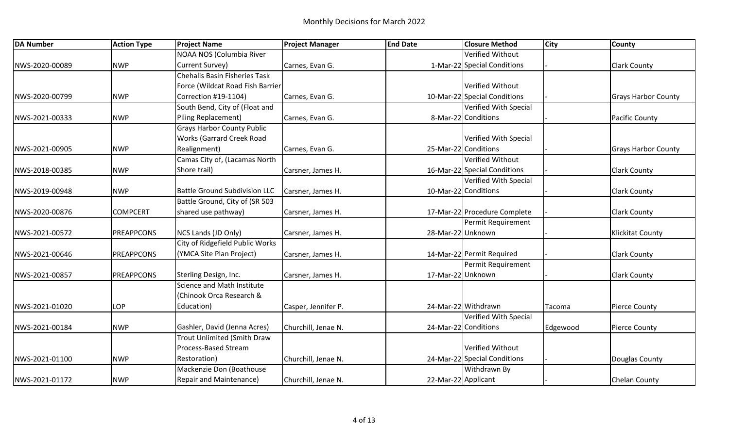# Monthly Decisions for March 2022

| DA Number | Action Type | Project Name | Project Manager | End Date | Closure Method | City | County |
|---|---|---|---|---|---|---|---|
| NWS-2020-00089 | NWP | NOAA NOS (Columbia River Current Survey) | Carnes, Evan G. | 1-Mar-22 | Verified Without Special Conditions | - | Clark County |
| NWS-2020-00799 | NWP | Chehalis Basin Fisheries Task Force (Wildcat Road Fish Barrier Correction #19-1104) | Carnes, Evan G. | 10-Mar-22 | Verified Without Special Conditions | - | Grays Harbor County |
| NWS-2021-00333 | NWP | South Bend, City of (Float and Piling Replacement) | Carnes, Evan G. | 8-Mar-22 | Verified With Special Conditions | - | Pacific County |
| NWS-2021-00905 | NWP | Grays Harbor County Public Works (Garrard Creek Road Realignment) | Carnes, Evan G. | 25-Mar-22 | Verified With Special Conditions | - | Grays Harbor County |
| NWS-2018-00385 | NWP | Camas City of, (Lacamas North Shore trail) | Carsner, James H. | 16-Mar-22 | Verified Without Special Conditions | - | Clark County |
| NWS-2019-00948 | NWP | Battle Ground Subdivision LLC | Carsner, James H. | 10-Mar-22 | Verified With Special Conditions | - | Clark County |
| NWS-2020-00876 | COMPCERT | Battle Ground, City of (SR 503 shared use pathway) | Carsner, James H. | 17-Mar-22 | Procedure Complete | - | Clark County |
| NWS-2021-00572 | PREAPPCONS | NCS Lands (JD Only) | Carsner, James H. | 28-Mar-22 | Permit Requirement Unknown | - | Klickitat County |
| NWS-2021-00646 | PREAPPCONS | City of Ridgefield Public Works (YMCA Site Plan Project) | Carsner, James H. | 14-Mar-22 | Permit Required | - | Clark County |
| NWS-2021-00857 | PREAPPCONS | Sterling Design, Inc. | Carsner, James H. | 17-Mar-22 | Permit Requirement Unknown | - | Clark County |
| NWS-2021-01020 | LOP | Science and Math Institute (Chinook Orca Research & Education) | Casper, Jennifer P. | 24-Mar-22 | Withdrawn | Tacoma | Pierce County |
| NWS-2021-00184 | NWP | Gashler, David (Jenna Acres) | Churchill, Jenae N. | 24-Mar-22 | Verified With Special Conditions | Edgewood | Pierce County |
| NWS-2021-01100 | NWP | Trout Unlimited (Smith Draw Process-Based Stream Restoration) | Churchill, Jenae N. | 24-Mar-22 | Verified Without Special Conditions | - | Douglas County |
| NWS-2021-01172 | NWP | Mackenzie Don (Boathouse Repair and Maintenance) | Churchill, Jenae N. | 22-Mar-22 | Withdrawn By Applicant | - | Chelan County |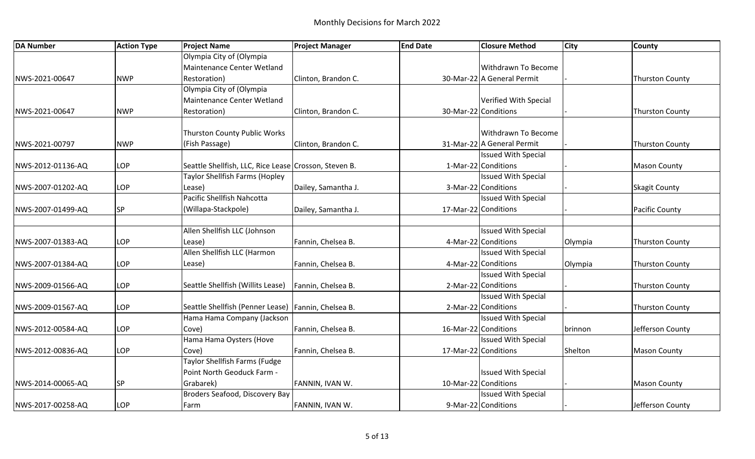# Monthly Decisions for March 2022

| DA Number | Action Type | Project Name | Project Manager | End Date | Closure Method | City | County |
|---|---|---|---|---|---|---|---|
| NWS-2021-00647 | NWP | Olympia City of (Olympia Maintenance Center Wetland Restoration) | Clinton, Brandon C. | 30-Mar-22 | Withdrawn To Become A General Permit | - | Thurston County |
| NWS-2021-00647 | NWP | Olympia City of (Olympia Maintenance Center Wetland Restoration) | Clinton, Brandon C. | 30-Mar-22 | Verified With Special Conditions | - | Thurston County |
| NWS-2021-00797 | NWP | Thurston County Public Works (Fish Passage) | Clinton, Brandon C. | 31-Mar-22 | Withdrawn To Become A General Permit | - | Thurston County |
| NWS-2012-01136-AQ | LOP | Seattle Shellfish, LLC, Rice Lease | Crosson, Steven B. | 1-Mar-22 | Issued With Special Conditions | - | Mason County |
| NWS-2007-01202-AQ | LOP | Taylor Shellfish Farms (Hopley Lease) | Dailey, Samantha J. | 3-Mar-22 | Issued With Special Conditions | - | Skagit County |
| NWS-2007-01499-AQ | SP | Pacific Shellfish Nahcotta (Willapa-Stackpole) | Dailey, Samantha J. | 17-Mar-22 | Issued With Special Conditions | - | Pacific County |
| | | | | | | | |
| NWS-2007-01383-AQ | LOP | Allen Shellfish LLC (Johnson Lease) | Fannin, Chelsea B. | 4-Mar-22 | Issued With Special Conditions | Olympia | Thurston County |
| NWS-2007-01384-AQ | LOP | Allen Shellfish LLC (Harmon Lease) | Fannin, Chelsea B. | 4-Mar-22 | Issued With Special Conditions | Olympia | Thurston County |
| NWS-2009-01566-AQ | LOP | Seattle Shellfish (Willits Lease) | Fannin, Chelsea B. | 2-Mar-22 | Issued With Special Conditions | - | Thurston County |
| NWS-2009-01567-AQ | LOP | Seattle Shellfish (Penner Lease) | Fannin, Chelsea B. | 2-Mar-22 | Issued With Special Conditions | - | Thurston County |
| NWS-2012-00584-AQ | LOP | Hama Hama Company (Jackson Cove) | Fannin, Chelsea B. | 16-Mar-22 | Issued With Special Conditions | brinnon | Jefferson County |
| NWS-2012-00836-AQ | LOP | Hama Hama Oysters (Hove Cove) | Fannin, Chelsea B. | 17-Mar-22 | Issued With Special Conditions | Shelton | Mason County |
| NWS-2014-00065-AQ | SP | Taylor Shellfish Farms (Fudge Point North Geoduck Farm - Grabarek) | FANNIN, IVAN W. | 10-Mar-22 | Issued With Special Conditions | - | Mason County |
| NWS-2017-00258-AQ | LOP | Broders Seafood, Discovery Bay Farm | FANNIN, IVAN W. | 9-Mar-22 | Issued With Special Conditions | - | Jefferson County |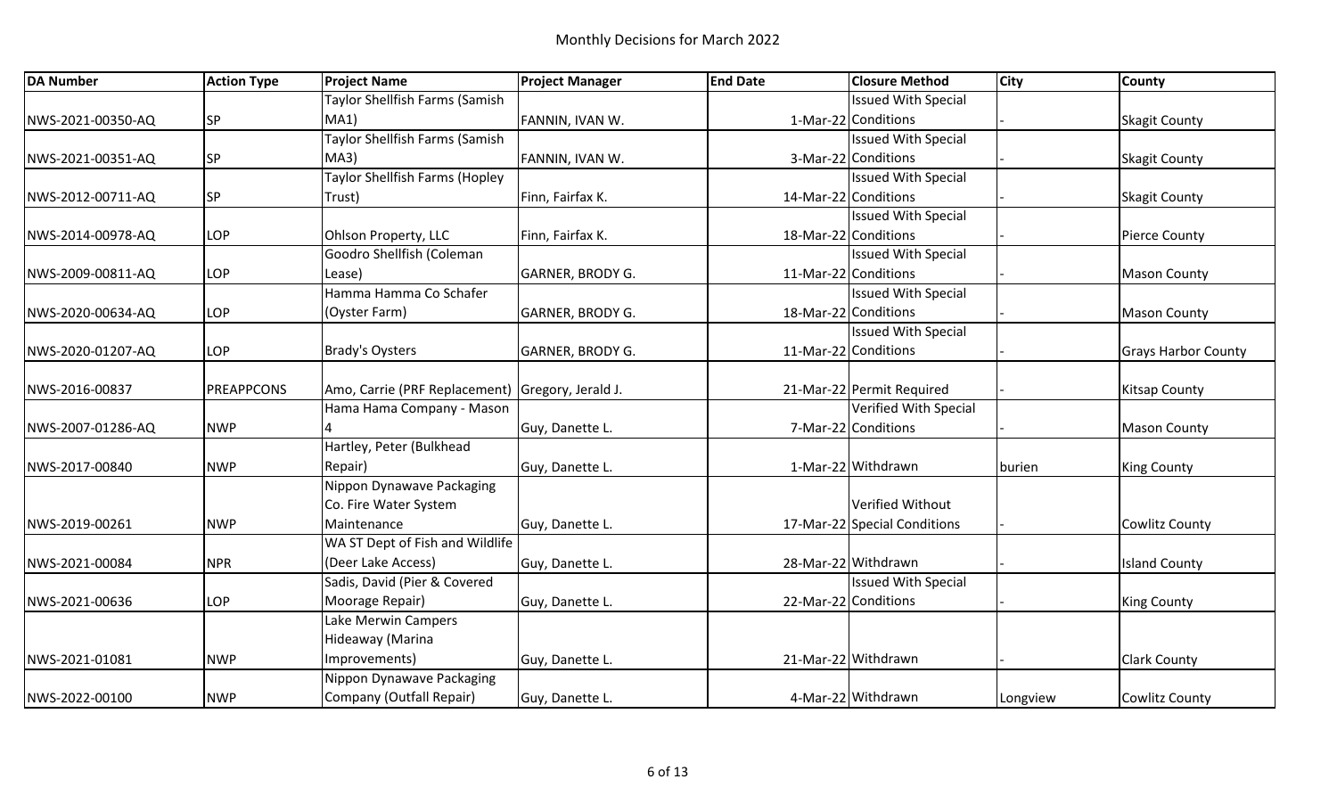# Monthly Decisions for March 2022

| DA Number | Action Type | Project Name | Project Manager | End Date | Closure Method | City | County |
|---|---|---|---|---|---|---|---|
| NWS-2021-00350-AQ | SP | Taylor Shellfish Farms (Samish MA1) | FANNIN, IVAN W. | 1-Mar-22 | Issued With Special Conditions | - | Skagit County |
| NWS-2021-00351-AQ | SP | Taylor Shellfish Farms (Samish MA3) | FANNIN, IVAN W. | 3-Mar-22 | Issued With Special Conditions | - | Skagit County |
| NWS-2012-00711-AQ | SP | Taylor Shellfish Farms (Hopley Trust) | Finn, Fairfax K. | 14-Mar-22 | Issued With Special Conditions | - | Skagit County |
| NWS-2014-00978-AQ | LOP | Ohlson Property, LLC | Finn, Fairfax K. | 18-Mar-22 | Issued With Special Conditions | - | Pierce County |
| NWS-2009-00811-AQ | LOP | Goodro Shellfish (Coleman Lease) | GARNER, BRODY G. | 11-Mar-22 | Issued With Special Conditions | - | Mason County |
| NWS-2020-00634-AQ | LOP | Hamma Hamma Co Schafer (Oyster Farm) | GARNER, BRODY G. | 18-Mar-22 | Issued With Special Conditions | - | Mason County |
| NWS-2020-01207-AQ | LOP | Brady's Oysters | GARNER, BRODY G. | 11-Mar-22 | Issued With Special Conditions | - | Grays Harbor County |
| NWS-2016-00837 | PREAPPCONS | Amo, Carrie (PRF Replacement) | Gregory, Jerald J. | 21-Mar-22 | Permit Required | - | Kitsap County |
| NWS-2007-01286-AQ | NWP | Hama Hama Company - Mason 4 | Guy, Danette L. | 7-Mar-22 | Verified With Special Conditions | - | Mason County |
| NWS-2017-00840 | NWP | Hartley, Peter (Bulkhead Repair) | Guy, Danette L. | 1-Mar-22 | Withdrawn | burien | King County |
| NWS-2019-00261 | NWP | Nippon Dynawave Packaging Co. Fire Water System Maintenance | Guy, Danette L. | 17-Mar-22 | Verified Without Special Conditions | - | Cowlitz County |
| NWS-2021-00084 | NPR | WA ST Dept of Fish and Wildlife (Deer Lake Access) | Guy, Danette L. | 28-Mar-22 | Withdrawn | - | Island County |
| NWS-2021-00636 | LOP | Sadis, David (Pier & Covered Moorage Repair) | Guy, Danette L. | 22-Mar-22 | Issued With Special Conditions | - | King County |
| NWS-2021-01081 | NWP | Lake Merwin Campers Hideaway (Marina Improvements) | Guy, Danette L. | 21-Mar-22 | Withdrawn | - | Clark County |
| NWS-2022-00100 | NWP | Nippon Dynawave Packaging Company (Outfall Repair) | Guy, Danette L. | 4-Mar-22 | Withdrawn | Longview | Cowlitz County |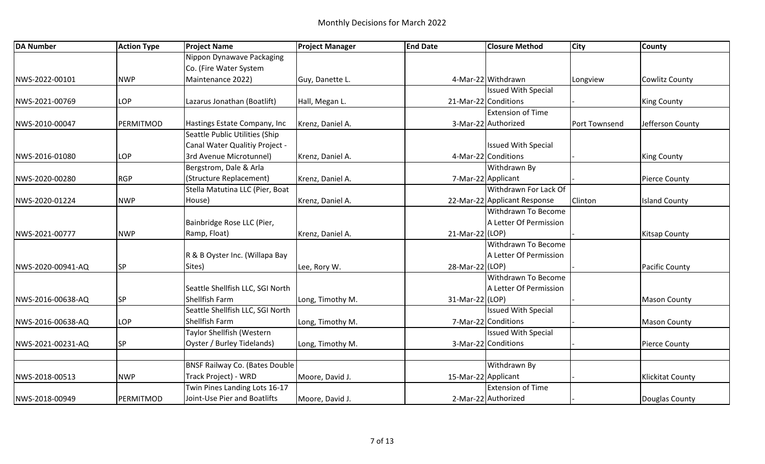# Monthly Decisions for March 2022

| DA Number | Action Type | Project Name | Project Manager | End Date | Closure Method | City | County |
|---|---|---|---|---|---|---|---|
| NWS-2022-00101 | NWP | Nippon Dynawave Packaging Co. (Fire Water System Maintenance 2022) | Guy, Danette L. | 4-Mar-22 | Withdrawn | Longview | Cowlitz County |
| NWS-2021-00769 | LOP | Lazarus Jonathan (Boatlift) | Hall, Megan L. | 21-Mar-22 | Issued With Special Conditions | - | King County |
| NWS-2010-00047 | PERMITMOD | Hastings Estate Company, Inc | Krenz, Daniel A. | 3-Mar-22 | Extension of Time Authorized | Port Townsend | Jefferson County |
| NWS-2016-01080 | LOP | Seattle Public Utilities (Ship Canal Water Qualitiy Project - 3rd Avenue Microtunnel) | Krenz, Daniel A. | 4-Mar-22 | Issued With Special Conditions | - | King County |
| NWS-2020-00280 | RGP | Bergstrom, Dale & Arla (Structure Replacement) | Krenz, Daniel A. | 7-Mar-22 | Withdrawn By Applicant | - | Pierce County |
| NWS-2020-01224 | NWP | Stella Matutina LLC (Pier, Boat House) | Krenz, Daniel A. | 22-Mar-22 | Withdrawn For Lack Of Applicant Response | Clinton | Island County |
| NWS-2021-00777 | NWP | Bainbridge Rose LLC (Pier, Ramp, Float) | Krenz, Daniel A. | 21-Mar-22 | Withdrawn To Become A Letter Of Permission (LOP) | - | Kitsap County |
| NWS-2020-00941-AQ | SP | R & B Oyster Inc. (Willapa Bay Sites) | Lee, Rory W. | 28-Mar-22 | Withdrawn To Become A Letter Of Permission (LOP) | - | Pacific County |
| NWS-2016-00638-AQ | SP | Seattle Shellfish LLC, SGI North Shellfish Farm | Long, Timothy M. | 31-Mar-22 | Withdrawn To Become A Letter Of Permission (LOP) | - | Mason County |
| NWS-2016-00638-AQ | LOP | Seattle Shellfish LLC, SGI North Shellfish Farm | Long, Timothy M. | 7-Mar-22 | Issued With Special Conditions | - | Mason County |
| NWS-2021-00231-AQ | SP | Taylor Shellfish (Western Oyster / Burley Tidelands) | Long, Timothy M. | 3-Mar-22 | Issued With Special Conditions | - | Pierce County |
| | | | | | | | |
| NWS-2018-00513 | NWP | BNSF Railway Co. (Bates Double Track Project) - WRD | Moore, David J. | 15-Mar-22 | Withdrawn By Applicant | - | Klickitat County |
| NWS-2018-00949 | PERMITMOD | Twin Pines Landing Lots 16-17 Joint-Use Pier and Boatlifts | Moore, David J. | 2-Mar-22 | Extension of Time Authorized | - | Douglas County |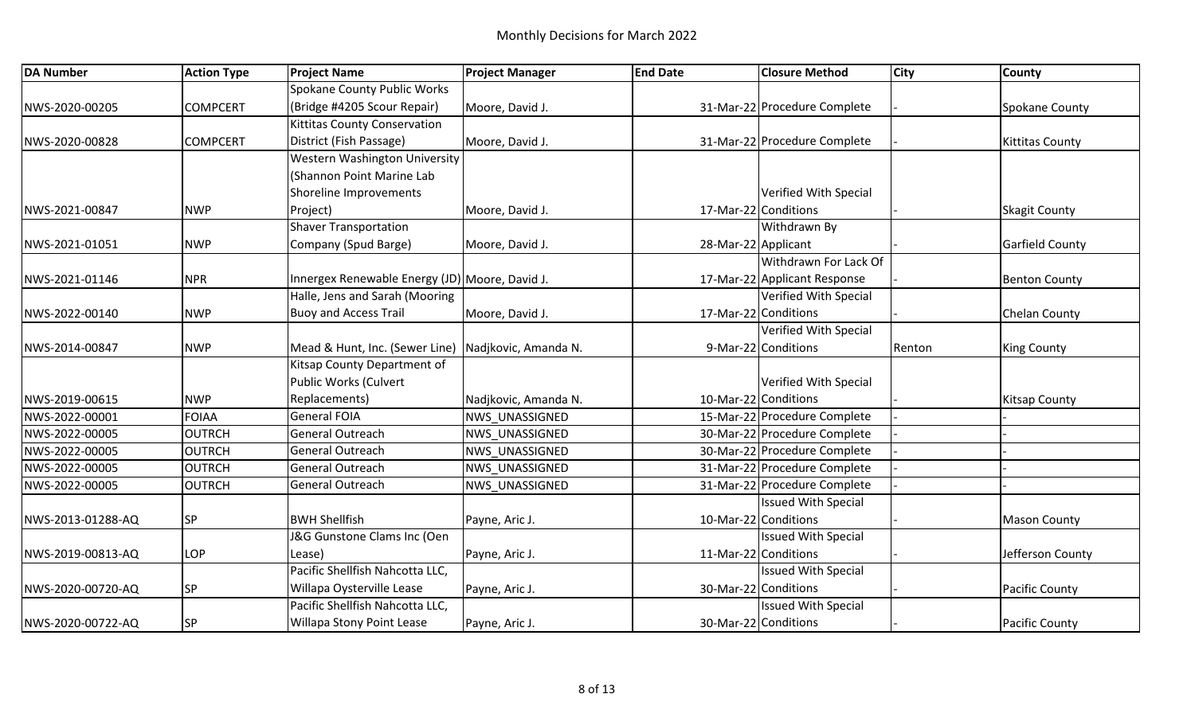# Monthly Decisions for March 2022

| DA Number | Action Type | Project Name | Project Manager | End Date | Closure Method | City | County |
|---|---|---|---|---|---|---|---|
| NWS-2020-00205 | COMPCERT | Spokane County Public Works (Bridge #4205 Scour Repair) | Moore, David J. | 31-Mar-22 | Procedure Complete | - | Spokane County |
| NWS-2020-00828 | COMPCERT | Kittitas County Conservation District (Fish Passage) | Moore, David J. | 31-Mar-22 | Procedure Complete | - | Kittitas County |
| NWS-2021-00847 | NWP | Western Washington University (Shannon Point Marine Lab Shoreline Improvements Project) | Moore, David J. | 17-Mar-22 | Verified With Special Conditions | - | Skagit County |
| NWS-2021-01051 | NWP | Shaver Transportation Company (Spud Barge) | Moore, David J. | 28-Mar-22 | Withdrawn By Applicant | - | Garfield County |
| NWS-2021-01146 | NPR | Innergex Renewable Energy (JD) | Moore, David J. | 17-Mar-22 | Withdrawn For Lack Of Applicant Response | - | Benton County |
| NWS-2022-00140 | NWP | Halle, Jens and Sarah (Mooring Buoy and Access Trail | Moore, David J. | 17-Mar-22 | Verified With Special Conditions | - | Chelan County |
| NWS-2014-00847 | NWP | Mead & Hunt, Inc. (Sewer Line) | Nadjkovic, Amanda N. | 9-Mar-22 | Verified With Special Conditions | Renton | King County |
| NWS-2019-00615 | NWP | Kitsap County Department of Public Works (Culvert Replacements) | Nadjkovic, Amanda N. | 10-Mar-22 | Verified With Special Conditions | - | Kitsap County |
| NWS-2022-00001 | FOIAA | General FOIA | NWS_UNASSIGNED | 15-Mar-22 | Procedure Complete | - | - |
| NWS-2022-00005 | OUTRCH | General Outreach | NWS_UNASSIGNED | 30-Mar-22 | Procedure Complete | - | - |
| NWS-2022-00005 | OUTRCH | General Outreach | NWS_UNASSIGNED | 30-Mar-22 | Procedure Complete | - | - |
| NWS-2022-00005 | OUTRCH | General Outreach | NWS_UNASSIGNED | 31-Mar-22 | Procedure Complete | - | - |
| NWS-2022-00005 | OUTRCH | General Outreach | NWS_UNASSIGNED | 31-Mar-22 | Procedure Complete | - | - |
| NWS-2013-01288-AQ | SP | BWH Shellfish | Payne, Aric J. | 10-Mar-22 | Issued With Special Conditions | - | Mason County |
| NWS-2019-00813-AQ | LOP | J&G Gunstone Clams Inc (Oen Lease) | Payne, Aric J. | 11-Mar-22 | Issued With Special Conditions | - | Jefferson County |
| NWS-2020-00720-AQ | SP | Pacific Shellfish Nahcotta LLC, Willapa Oysterville Lease | Payne, Aric J. | 30-Mar-22 | Issued With Special Conditions | - | Pacific County |
| NWS-2020-00722-AQ | SP | Pacific Shellfish Nahcotta LLC, Willapa Stony Point Lease | Payne, Aric J. | 30-Mar-22 | Issued With Special Conditions | - | Pacific County |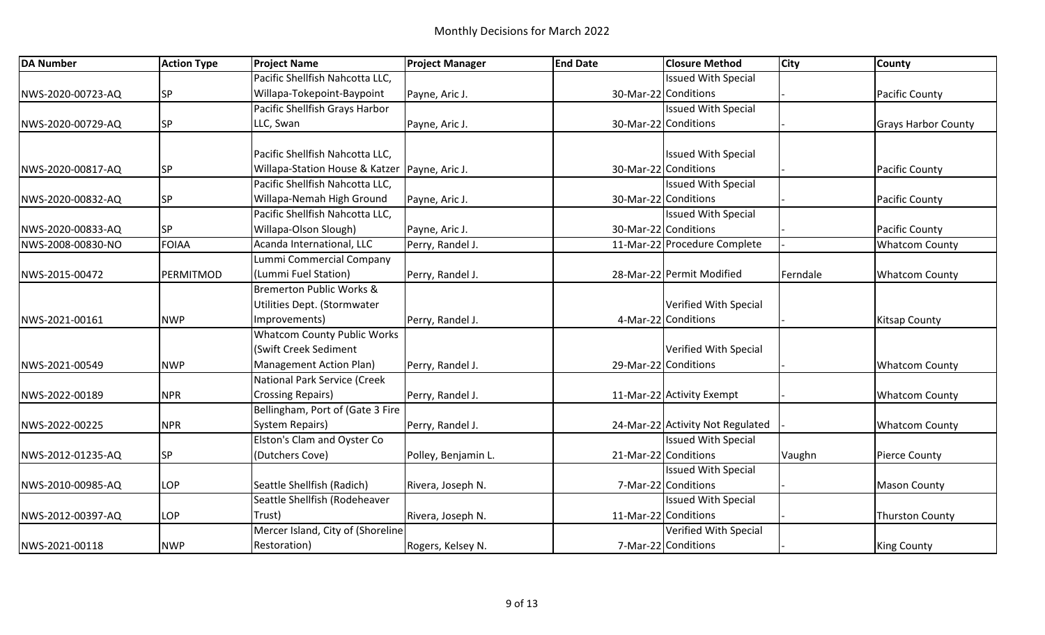Monthly Decisions for March 2022

| DA Number | Action Type | Project Name | Project Manager | End Date | Closure Method | City | County |
|---|---|---|---|---|---|---|---|
| NWS-2020-00723-AQ | SP | Pacific Shellfish Nahcotta LLC, Willapa-Tokepoint-Baypoint | Payne, Aric J. | 30-Mar-22 | Issued With Special Conditions | - | Pacific County |
| NWS-2020-00729-AQ | SP | Pacific Shellfish Grays Harbor LLC, Swan | Payne, Aric J. | 30-Mar-22 | Issued With Special Conditions | - | Grays Harbor County |
| NWS-2020-00817-AQ | SP | Pacific Shellfish Nahcotta LLC, Willapa-Station House & Katzer | Payne, Aric J. | 30-Mar-22 | Issued With Special Conditions | - | Pacific County |
| NWS-2020-00832-AQ | SP | Pacific Shellfish Nahcotta LLC, Willapa-Nemah High Ground | Payne, Aric J. | 30-Mar-22 | Issued With Special Conditions | - | Pacific County |
| NWS-2020-00833-AQ | SP | Pacific Shellfish Nahcotta LLC, Willapa-Olson Slough) | Payne, Aric J. | 30-Mar-22 | Issued With Special Conditions | - | Pacific County |
| NWS-2008-00830-NO | FOIAA | Acanda International, LLC | Perry, Randel J. | 11-Mar-22 | Procedure Complete | - | Whatcom County |
| NWS-2015-00472 | PERMITMOD | Lummi Commercial Company (Lummi Fuel Station) | Perry, Randel J. | 28-Mar-22 | Permit Modified | Ferndale | Whatcom County |
| NWS-2021-00161 | NWP | Bremerton Public Works & Utilities Dept. (Stormwater Improvements) | Perry, Randel J. | 4-Mar-22 | Verified With Special Conditions | - | Kitsap County |
| NWS-2021-00549 | NWP | Whatcom County Public Works (Swift Creek Sediment Management Action Plan) | Perry, Randel J. | 29-Mar-22 | Verified With Special Conditions | - | Whatcom County |
| NWS-2022-00189 | NPR | National Park Service (Creek Crossing Repairs) | Perry, Randel J. | 11-Mar-22 | Activity Exempt | - | Whatcom County |
| NWS-2022-00225 | NPR | Bellingham, Port of (Gate 3 Fire System Repairs) | Perry, Randel J. | 24-Mar-22 | Activity Not Regulated | - | Whatcom County |
| NWS-2012-01235-AQ | SP | Elston's Clam and Oyster Co (Dutchers Cove) | Polley, Benjamin L. | 21-Mar-22 | Issued With Special Conditions | Vaughn | Pierce County |
| NWS-2010-00985-AQ | LOP | Seattle Shellfish (Radich) | Rivera, Joseph N. | 7-Mar-22 | Issued With Special Conditions | - | Mason County |
| NWS-2012-00397-AQ | LOP | Seattle Shellfish (Rodeheaver Trust) | Rivera, Joseph N. | 11-Mar-22 | Issued With Special Conditions | - | Thurston County |
| NWS-2021-00118 | NWP | Mercer Island, City of (Shoreline Restoration) | Rogers, Kelsey N. | 7-Mar-22 | Verified With Special Conditions | - | King County |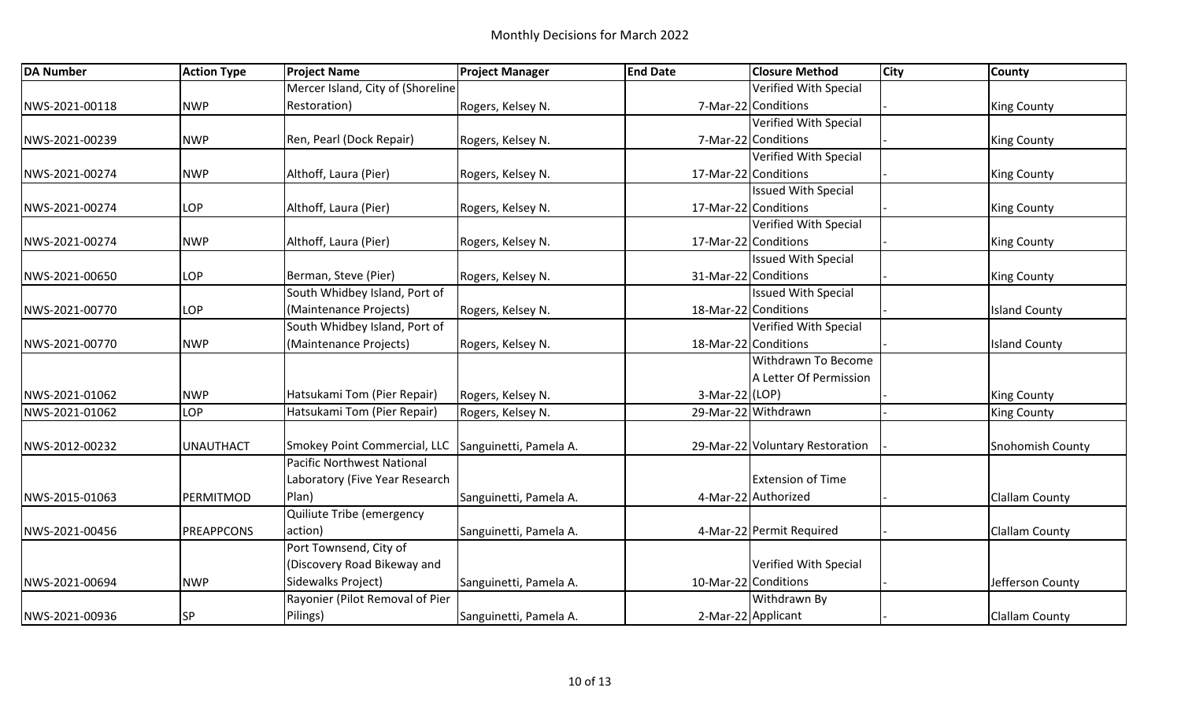# Monthly Decisions for March 2022

| DA Number | Action Type | Project Name | Project Manager | End Date | Closure Method | City | County |
|---|---|---|---|---|---|---|---|
| NWS-2021-00118 | NWP | Mercer Island, City of (Shoreline Restoration) | Rogers, Kelsey N. | 7-Mar-22 | Verified With Special Conditions | - | King County |
| NWS-2021-00239 | NWP | Ren, Pearl (Dock Repair) | Rogers, Kelsey N. | 7-Mar-22 | Verified With Special Conditions | - | King County |
| NWS-2021-00274 | NWP | Althoff, Laura (Pier) | Rogers, Kelsey N. | 17-Mar-22 | Verified With Special Conditions | - | King County |
| NWS-2021-00274 | LOP | Althoff, Laura (Pier) | Rogers, Kelsey N. | 17-Mar-22 | Issued With Special Conditions | - | King County |
| NWS-2021-00274 | NWP | Althoff, Laura (Pier) | Rogers, Kelsey N. | 17-Mar-22 | Verified With Special Conditions | - | King County |
| NWS-2021-00650 | LOP | Berman, Steve (Pier) | Rogers, Kelsey N. | 31-Mar-22 | Issued With Special Conditions | - | King County |
| NWS-2021-00770 | LOP | South Whidbey Island, Port of (Maintenance Projects) | Rogers, Kelsey N. | 18-Mar-22 | Issued With Special Conditions | - | Island County |
| NWS-2021-00770 | NWP | South Whidbey Island, Port of (Maintenance Projects) | Rogers, Kelsey N. | 18-Mar-22 | Verified With Special Conditions | - | Island County |
| NWS-2021-01062 | NWP | Hatsukami Tom (Pier Repair) | Rogers, Kelsey N. | 3-Mar-22 | Withdrawn To Become A Letter Of Permission (LOP) | - | King County |
| NWS-2021-01062 | LOP | Hatsukami Tom (Pier Repair) | Rogers, Kelsey N. | 29-Mar-22 | Withdrawn | - | King County |
| NWS-2012-00232 | UNAUTHACT | Smokey Point Commercial, LLC | Sanguinetti, Pamela A. | 29-Mar-22 | Voluntary Restoration | - | Snohomish County |
| NWS-2015-01063 | PERMITMOD | Pacific Northwest National Laboratory (Five Year Research Plan) | Sanguinetti, Pamela A. | 4-Mar-22 | Extension of Time Authorized | - | Clallam County |
| NWS-2021-00456 | PREAPPCONS | Quiliute Tribe (emergency action) | Sanguinetti, Pamela A. | 4-Mar-22 | Permit Required | - | Clallam County |
| NWS-2021-00694 | NWP | Port Townsend, City of (Discovery Road Bikeway and Sidewalks Project) | Sanguinetti, Pamela A. | 10-Mar-22 | Verified With Special Conditions | - | Jefferson County |
| NWS-2021-00936 | SP | Rayonier (Pilot Removal of Pier Pilings) | Sanguinetti, Pamela A. | 2-Mar-22 | Withdrawn By Applicant | - | Clallam County |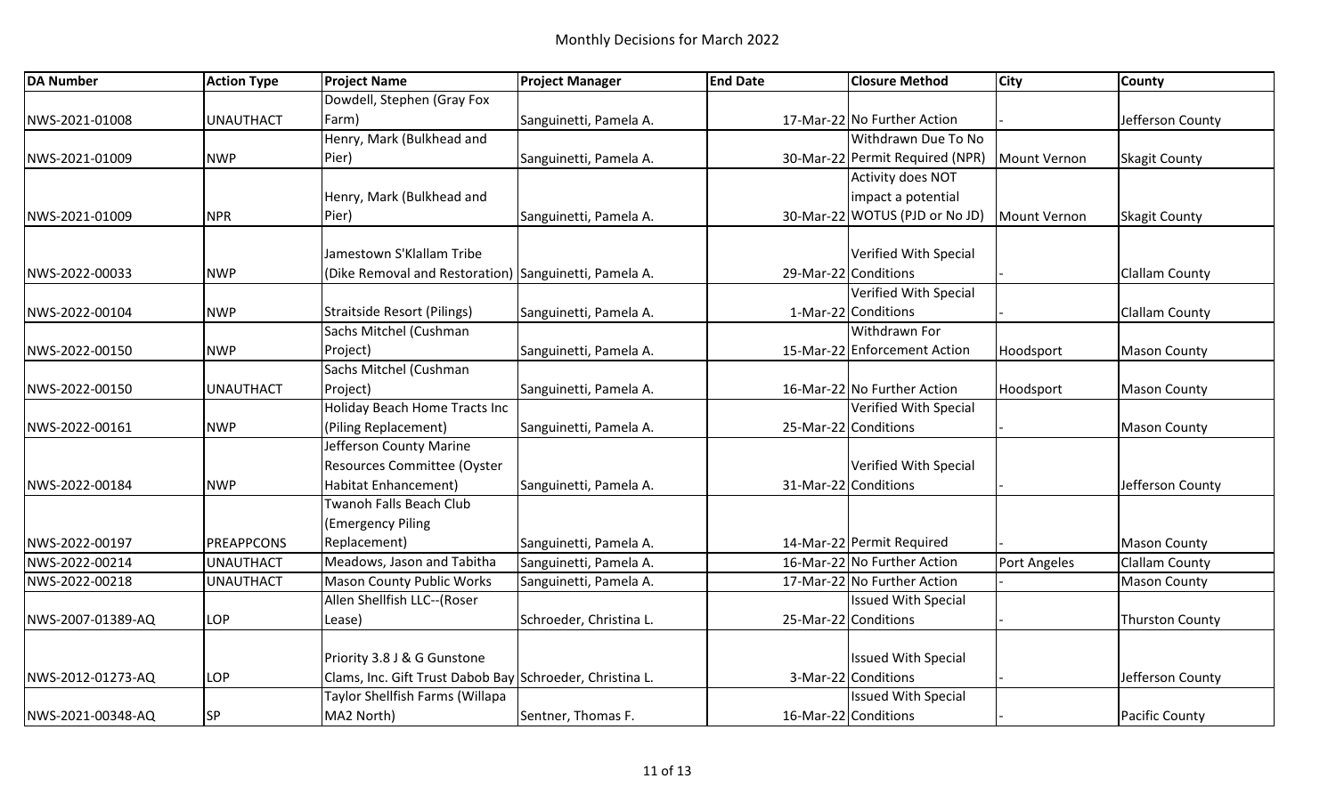# Monthly Decisions for March 2022

| DA Number | Action Type | Project Name | Project Manager | End Date | Closure Method | City | County |
|---|---|---|---|---|---|---|---|
| NWS-2021-01008 | UNAUTHACT | Dowdell, Stephen (Gray Fox Farm) | Sanguinetti, Pamela A. | 17-Mar-22 | No Further Action | - | Jefferson County |
| NWS-2021-01009 | NWP | Henry, Mark (Bulkhead and Pier) | Sanguinetti, Pamela A. | 30-Mar-22 | Withdrawn Due To No Permit Required (NPR) | Mount Vernon | Skagit County |
| NWS-2021-01009 | NPR | Henry, Mark (Bulkhead and Pier) | Sanguinetti, Pamela A. | 30-Mar-22 | Activity does NOT impact a potential WOTUS (PJD or No JD) | Mount Vernon | Skagit County |
| NWS-2022-00033 | NWP | Jamestown S'Klallam Tribe (Dike Removal and Restoration) | Sanguinetti, Pamela A. | 29-Mar-22 | Verified With Special Conditions | - | Clallam County |
| NWS-2022-00104 | NWP | Straitside Resort (Pilings) | Sanguinetti, Pamela A. | 1-Mar-22 | Verified With Special Conditions | - | Clallam County |
| NWS-2022-00150 | NWP | Sachs Mitchel (Cushman Project) | Sanguinetti, Pamela A. | 15-Mar-22 | Withdrawn For Enforcement Action | Hoodsport | Mason County |
| NWS-2022-00150 | UNAUTHACT | Sachs Mitchel (Cushman Project) | Sanguinetti, Pamela A. | 16-Mar-22 | No Further Action | Hoodsport | Mason County |
| NWS-2022-00161 | NWP | Holiday Beach Home Tracts Inc (Piling Replacement) | Sanguinetti, Pamela A. | 25-Mar-22 | Verified With Special Conditions | - | Mason County |
| NWS-2022-00184 | NWP | Jefferson County Marine Resources Committee (Oyster Habitat Enhancement) | Sanguinetti, Pamela A. | 31-Mar-22 | Verified With Special Conditions | - | Jefferson County |
| NWS-2022-00197 | PREAPPCONS | Twanoh Falls Beach Club (Emergency Piling Replacement) | Sanguinetti, Pamela A. | 14-Mar-22 | Permit Required | - | Mason County |
| NWS-2022-00214 | UNAUTHACT | Meadows, Jason and Tabitha | Sanguinetti, Pamela A. | 16-Mar-22 | No Further Action | Port Angeles | Clallam County |
| NWS-2022-00218 | UNAUTHACT | Mason County Public Works | Sanguinetti, Pamela A. | 17-Mar-22 | No Further Action | - | Mason County |
| NWS-2007-01389-AQ | LOP | Allen Shellfish LLC--(Roser Lease) | Schroeder, Christina L. | 25-Mar-22 | Issued With Special Conditions | - | Thurston County |
| NWS-2012-01273-AQ | LOP | Priority 3.8 J & G Gunstone Clams, Inc. Gift Trust Dabob Bay | Schroeder, Christina L. | 3-Mar-22 | Issued With Special Conditions | - | Jefferson County |
| NWS-2021-00348-AQ | SP | Taylor Shellfish Farms (Willapa MA2 North) | Sentner, Thomas F. | 16-Mar-22 | Issued With Special Conditions | - | Pacific County |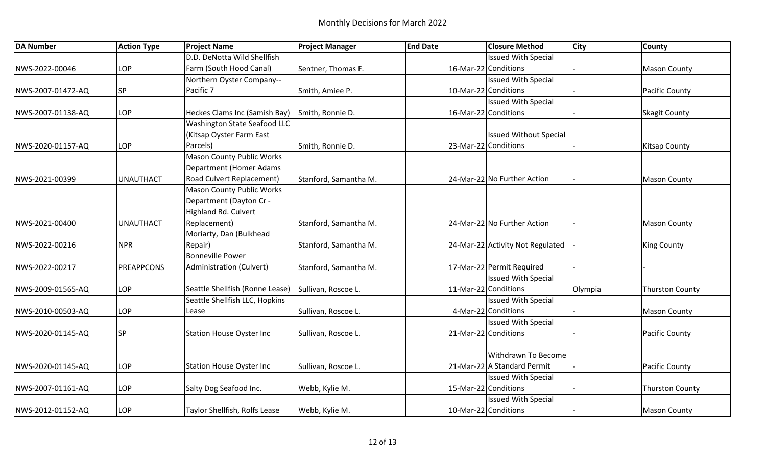# Monthly Decisions for March 2022

| DA Number | Action Type | Project Name | Project Manager | End Date | Closure Method | City | County |
|---|---|---|---|---|---|---|---|
| NWS-2022-00046 | LOP | D.D. DeNotta Wild Shellfish Farm (South Hood Canal) | Sentner, Thomas F. | 16-Mar-22 | Issued With Special Conditions | - | Mason County |
| NWS-2007-01472-AQ | SP | Northern Oyster Company--Pacific 7 | Smith, Amiee P. | 10-Mar-22 | Issued With Special Conditions | - | Pacific County |
| NWS-2007-01138-AQ | LOP | Heckes Clams Inc (Samish Bay) | Smith, Ronnie D. | 16-Mar-22 | Issued With Special Conditions | - | Skagit County |
| NWS-2020-01157-AQ | LOP | Washington State Seafood LLC (Kitsap Oyster Farm East Parcels) | Smith, Ronnie D. | 23-Mar-22 | Issued Without Special Conditions | - | Kitsap County |
| NWS-2021-00399 | UNAUTHACT | Mason County Public Works Department (Homer Adams Road Culvert Replacement) | Stanford, Samantha M. | 24-Mar-22 | No Further Action | - | Mason County |
| NWS-2021-00400 | UNAUTHACT | Mason County Public Works Department (Dayton Cr - Highland Rd. Culvert Replacement) | Stanford, Samantha M. | 24-Mar-22 | No Further Action | - | Mason County |
| NWS-2022-00216 | NPR | Moriarty, Dan (Bulkhead Repair) | Stanford, Samantha M. | 24-Mar-22 | Activity Not Regulated | - | King County |
| NWS-2022-00217 | PREAPPCONS | Bonneville Power Administration (Culvert) | Stanford, Samantha M. | 17-Mar-22 | Permit Required | - | - |
| NWS-2009-01565-AQ | LOP | Seattle Shellfish (Ronne Lease) | Sullivan, Roscoe L. | 11-Mar-22 | Issued With Special Conditions | Olympia | Thurston County |
| NWS-2010-00503-AQ | LOP | Seattle Shellfish LLC, Hopkins Lease | Sullivan, Roscoe L. | 4-Mar-22 | Issued With Special Conditions | - | Mason County |
| NWS-2020-01145-AQ | SP | Station House Oyster Inc | Sullivan, Roscoe L. | 21-Mar-22 | Issued With Special Conditions | - | Pacific County |
| NWS-2020-01145-AQ | LOP | Station House Oyster Inc | Sullivan, Roscoe L. | 21-Mar-22 | Withdrawn To Become A Standard Permit | - | Pacific County |
| NWS-2007-01161-AQ | LOP | Salty Dog Seafood Inc. | Webb, Kylie M. | 15-Mar-22 | Issued With Special Conditions | - | Thurston County |
| NWS-2012-01152-AQ | LOP | Taylor Shellfish, Rolfs Lease | Webb, Kylie M. | 10-Mar-22 | Issued With Special Conditions | - | Mason County |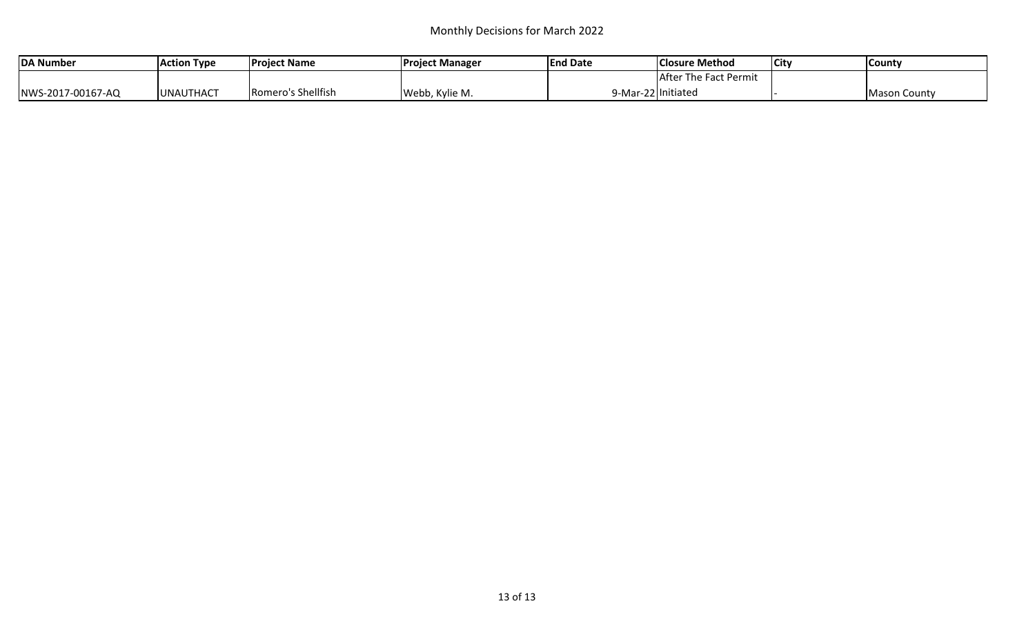Monthly Decisions for March 2022

| DA Number | Action Type | Project Name | Project Manager | End Date | Closure Method | City | County |
|---|---|---|---|---|---|---|---|
| NWS-2017-00167-AQ | UNAUTHACT | Romero's Shellfish | Webb, Kylie M. | 9-Mar-22 | After The Fact Permit Initiated | - | Mason County |